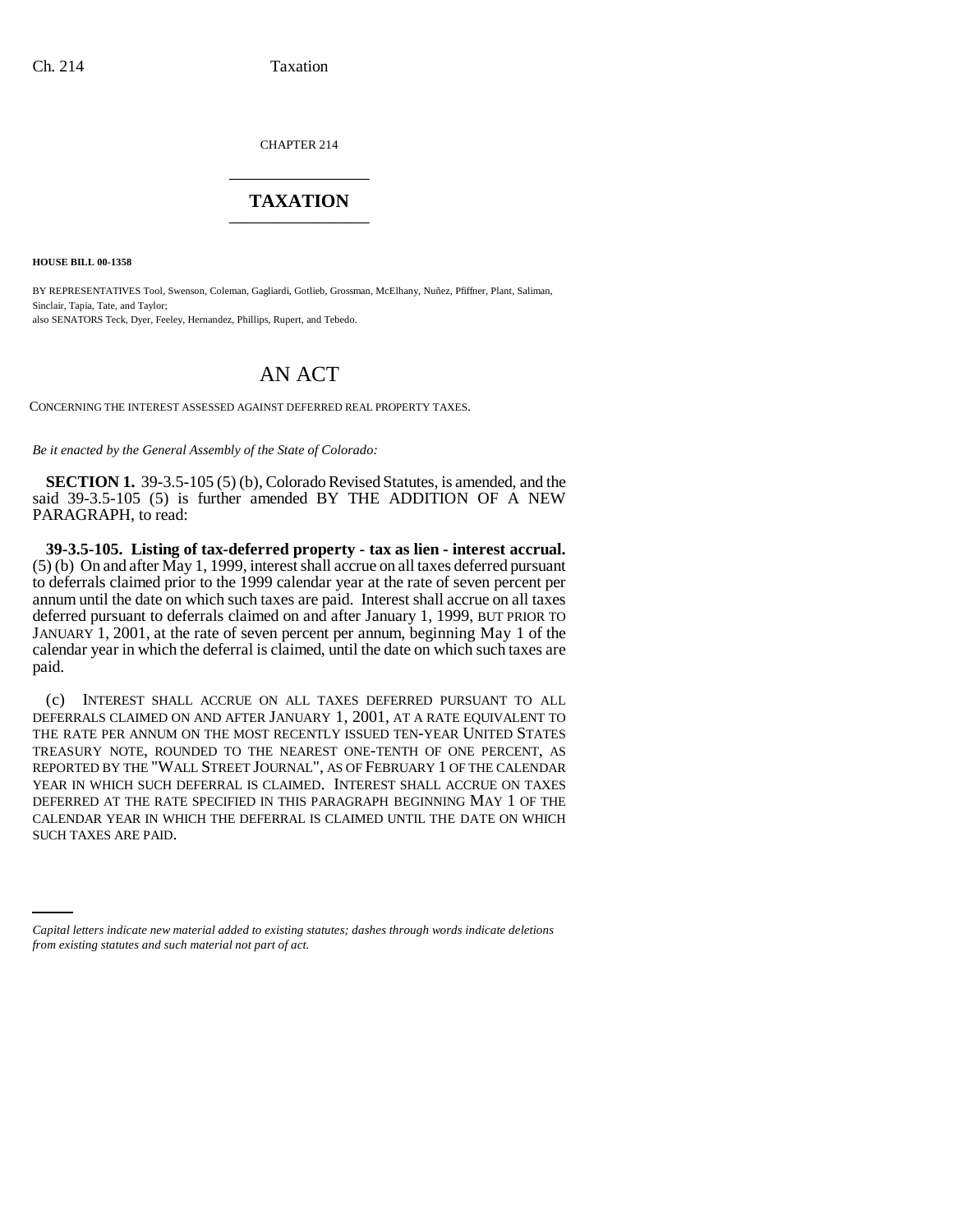CHAPTER 214

# TAXATION

**HOUSE BILL 00-1358**

BY REPRESENTATIVES Tool, Swenson, Coleman, Gagliardi, Gotlieb, Grossman, McElhany, Nuñez, Pfiffner, Plant, Saliman, Sinclair, Tapia, Tate, and Taylor;
also SENATORS Teck, Dyer, Feeley, Hernandez, Phillips, Rupert, and Tebedo.

# AN ACT

CONCERNING THE INTEREST ASSESSED AGAINST DEFERRED REAL PROPERTY TAXES.

*Be it enacted by the General Assembly of the State of Colorado:*

**SECTION 1.** 39-3.5-105 (5) (b), Colorado Revised Statutes, is amended, and the said 39-3.5-105 (5) is further amended BY THE ADDITION OF A NEW PARAGRAPH, to read:

**39-3.5-105. Listing of tax-deferred property - tax as lien - interest accrual.** (5) (b) On and after May 1, 1999, interest shall accrue on all taxes deferred pursuant to deferrals claimed prior to the 1999 calendar year at the rate of seven percent per annum until the date on which such taxes are paid. Interest shall accrue on all taxes deferred pursuant to deferrals claimed on and after January 1, 1999, BUT PRIOR TO JANUARY 1, 2001, at the rate of seven percent per annum, beginning May 1 of the calendar year in which the deferral is claimed, until the date on which such taxes are paid.

(c) INTEREST SHALL ACCRUE ON ALL TAXES DEFERRED PURSUANT TO ALL DEFERRALS CLAIMED ON AND AFTER JANUARY 1, 2001, AT A RATE EQUIVALENT TO THE RATE PER ANNUM ON THE MOST RECENTLY ISSUED TEN-YEAR UNITED STATES TREASURY NOTE, ROUNDED TO THE NEAREST ONE-TENTH OF ONE PERCENT, AS REPORTED BY THE "WALL STREET JOURNAL", AS OF FEBRUARY 1 OF THE CALENDAR YEAR IN WHICH SUCH DEFERRAL IS CLAIMED. INTEREST SHALL ACCRUE ON TAXES DEFERRED AT THE RATE SPECIFIED IN THIS PARAGRAPH BEGINNING MAY 1 OF THE CALENDAR YEAR IN WHICH THE DEFERRAL IS CLAIMED UNTIL THE DATE ON WHICH SUCH TAXES ARE PAID.

*Capital letters indicate new material added to existing statutes; dashes through words indicate deletions from existing statutes and such material not part of act.*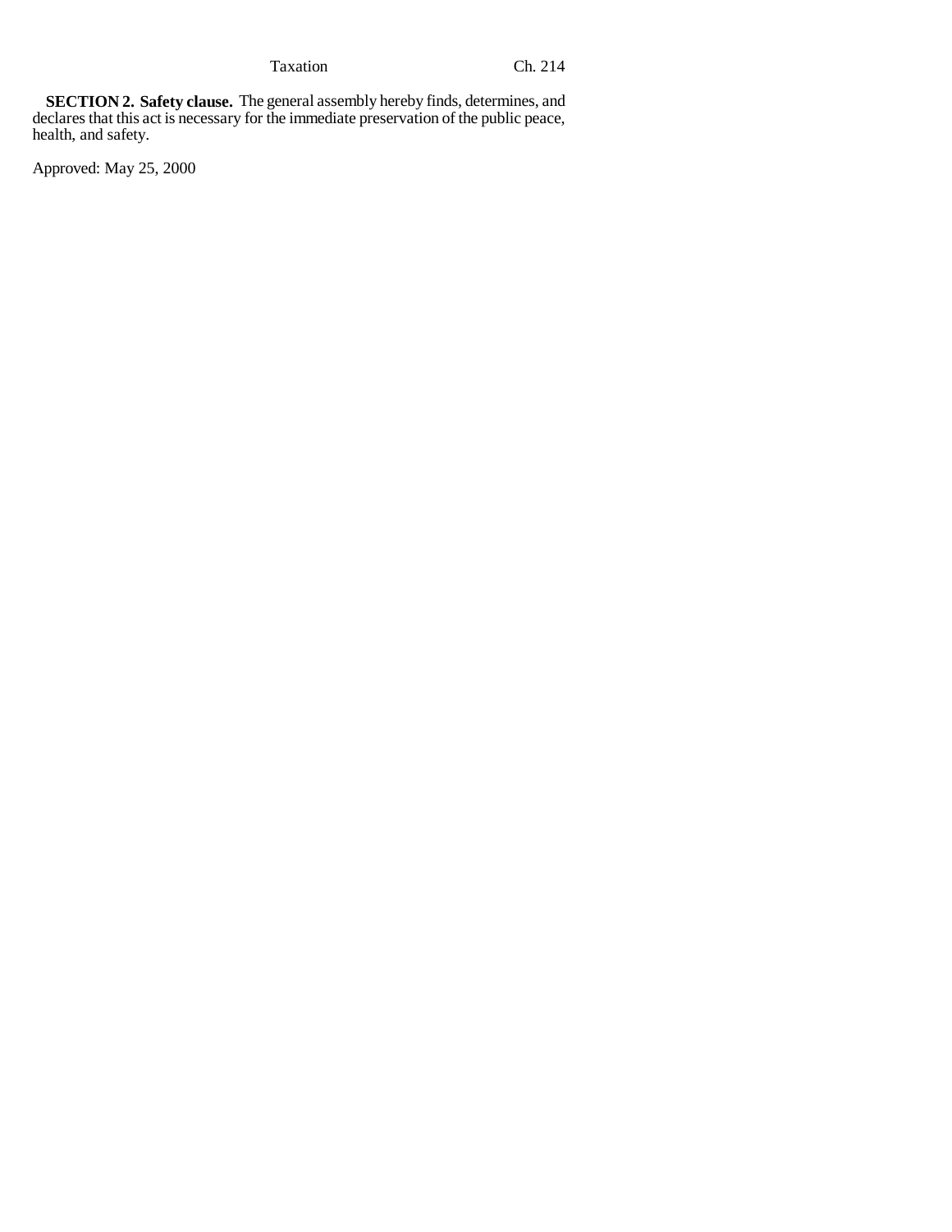**SECTION 2. Safety clause.** The general assembly hereby finds, determines, and declares that this act is necessary for the immediate preservation of the public peace, health, and safety.

Approved: May 25, 2000